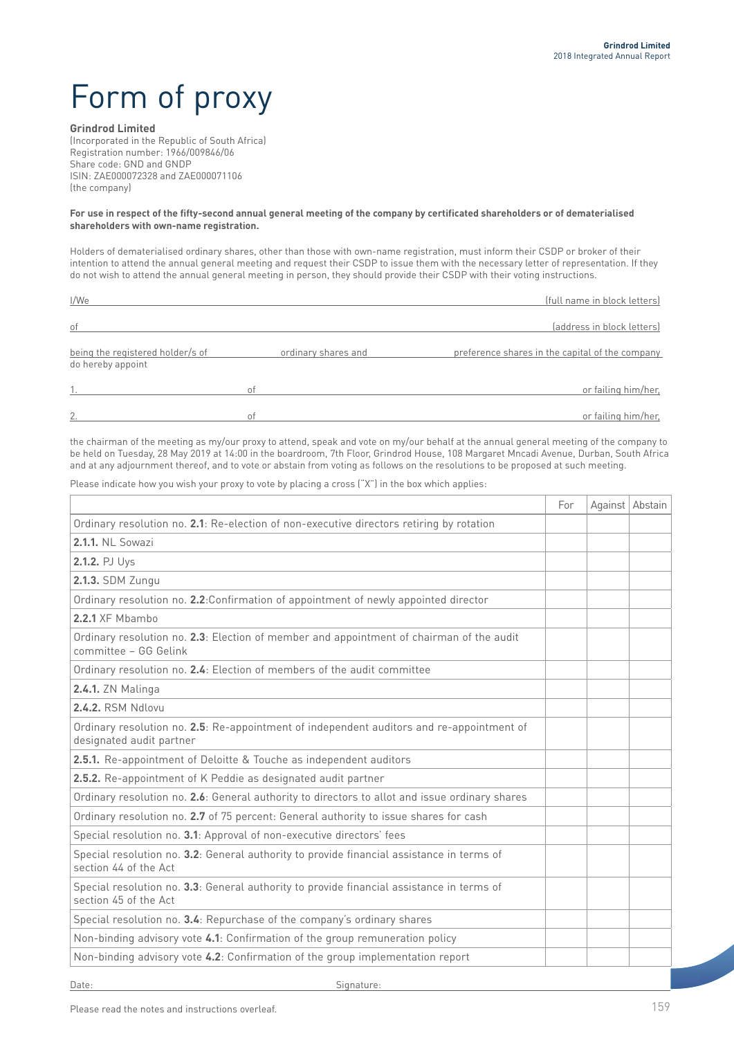# Form of proxy

**Grindrod Limited**
(Incorporated in the Republic of South Africa)
Registration number: 1966/009846/06
Share code: GND and GNDP
ISIN: ZAE000072328 and ZAE000071106
(the company)

**For use in respect of the fifty-second annual general meeting of the company by certificated shareholders or of dematerialised shareholders with own-name registration.**

Holders of dematerialised ordinary shares, other than those with own-name registration, must inform their CSDP or broker of their intention to attend the annual general meeting and request their CSDP to issue them with the necessary letter of representation. If they do not wish to attend the annual general meeting in person, they should provide their CSDP with their voting instructions.

I/We _______________________________________________ (full name in block letters)

of _______________________________________________ (address in block letters)

being the registered holder/s of ______________ ordinary shares and ______________ preference shares in the capital of the company do hereby appoint

1. ______________________ of ______________________ or failing him/her,

2. ______________________ of ______________________ or failing him/her,

the chairman of the meeting as my/our proxy to attend, speak and vote on my/our behalf at the annual general meeting of the company to be held on Tuesday, 28 May 2019 at 14:00 in the boardroom, 7th Floor, Grindrod House, 108 Margaret Mncadi Avenue, Durban, South Africa and at any adjournment thereof, and to vote or abstain from voting as follows on the resolutions to be proposed at such meeting.

Please indicate how you wish your proxy to vote by placing a cross ("X") in the box which applies:

| | For | Against | Abstain |
|---|---|---|---|
| Ordinary resolution no. **2.1**: Re-election of non-executive directors retiring by rotation | | | |
| **2.1.1.** NL Sowazi | | | |
| **2.1.2.** PJ Uys | | | |
| **2.1.3.** SDM Zungu | | | |
| Ordinary resolution no. **2.2**:Confirmation of appointment of newly appointed director | | | |
| **2.2.1** XF Mbambo | | | |
| Ordinary resolution no. **2.3**: Election of member and appointment of chairman of the audit committee – GG Gelink | | | |
| Ordinary resolution no. **2.4**: Election of members of the audit committee | | | |
| **2.4.1.** ZN Malinga | | | |
| **2.4.2.** RSM Ndlovu | | | |
| Ordinary resolution no. **2.5**: Re-appointment of independent auditors and re-appointment of designated audit partner | | | |
| **2.5.1.** Re-appointment of Deloitte & Touche as independent auditors | | | |
| **2.5.2.** Re-appointment of K Peddie as designated audit partner | | | |
| Ordinary resolution no. **2.6**: General authority to directors to allot and issue ordinary shares | | | |
| Ordinary resolution no. **2.7** of 75 percent: General authority to issue shares for cash | | | |
| Special resolution no. **3.1**: Approval of non-executive directors' fees | | | |
| Special resolution no. **3.2**: General authority to provide financial assistance in terms of section 44 of the Act | | | |
| Special resolution no. **3.3**: General authority to provide financial assistance in terms of section 45 of the Act | | | |
| Special resolution no. **3.4**: Repurchase of the company's ordinary shares | | | |
| Non-binding advisory vote **4.1**: Confirmation of the group remuneration policy | | | |
| Non-binding advisory vote **4.2**: Confirmation of the group implementation report | | | |

Date: ______________________ Signature: ______________________

Please read the notes and instructions overleaf.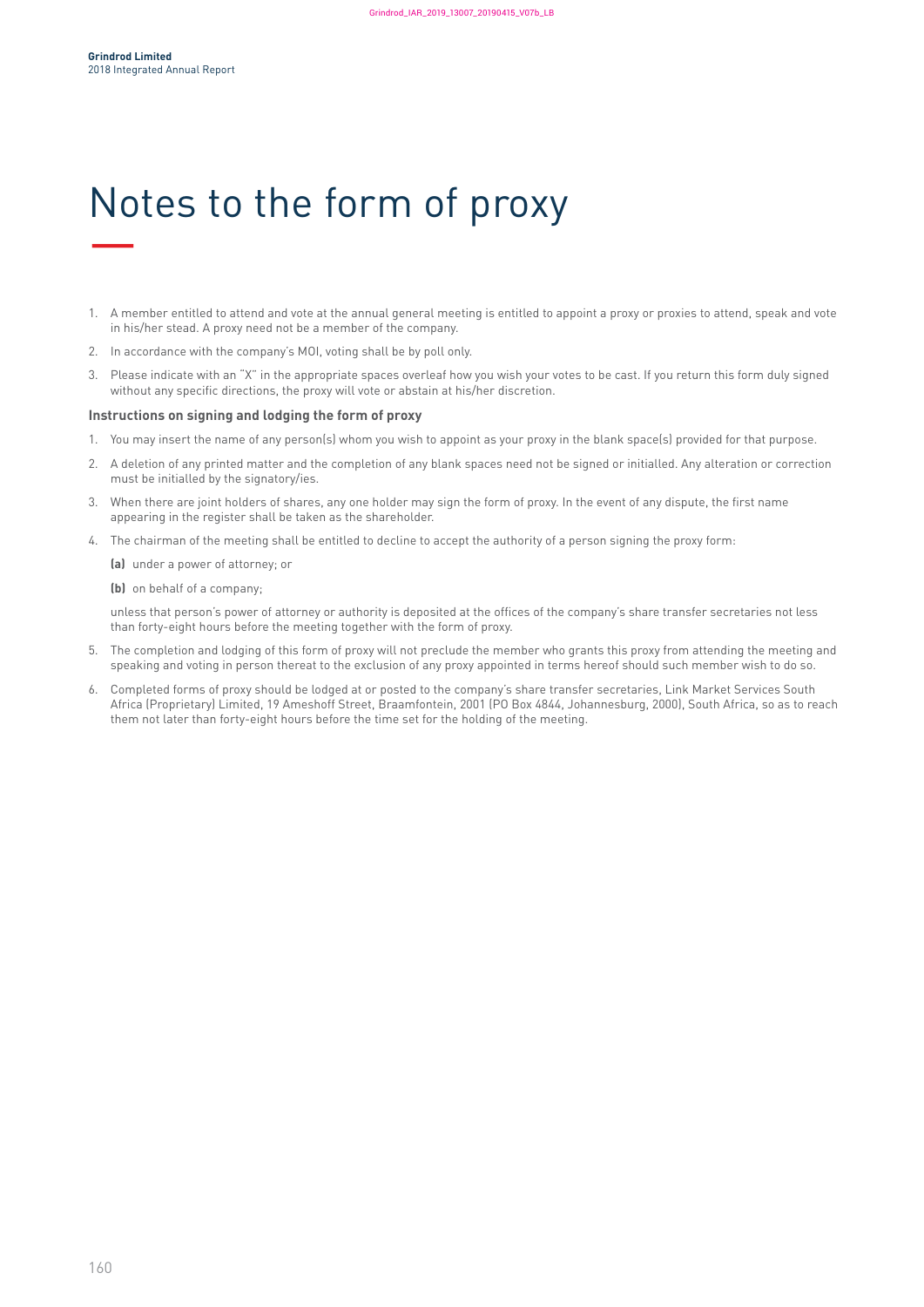# Notes to the form of proxy

1. A member entitled to attend and vote at the annual general meeting is entitled to appoint a proxy or proxies to attend, speak and vote in his/her stead. A proxy need not be a member of the company.
2. In accordance with the company's MOI, voting shall be by poll only.
3. Please indicate with an "X" in the appropriate spaces overleaf how you wish your votes to be cast. If you return this form duly signed without any specific directions, the proxy will vote or abstain at his/her discretion.

### Instructions on signing and lodging the form of proxy

1. You may insert the name of any person(s) whom you wish to appoint as your proxy in the blank space(s) provided for that purpose.
2. A deletion of any printed matter and the completion of any blank spaces need not be signed or initialled. Any alteration or correction must be initialled by the signatory/ies.
3. When there are joint holders of shares, any one holder may sign the form of proxy. In the event of any dispute, the first name appearing in the register shall be taken as the shareholder.
4. The chairman of the meeting shall be entitled to decline to accept the authority of a person signing the proxy form:

   **(a)** under a power of attorney; or

   **(b)** on behalf of a company;

   unless that person's power of attorney or authority is deposited at the offices of the company's share transfer secretaries not less than forty-eight hours before the meeting together with the form of proxy.
5. The completion and lodging of this form of proxy will not preclude the member who grants this proxy from attending the meeting and speaking and voting in person thereat to the exclusion of any proxy appointed in terms hereof should such member wish to do so.
6. Completed forms of proxy should be lodged at or posted to the company's share transfer secretaries, Link Market Services South Africa (Proprietary) Limited, 19 Ameshoff Street, Braamfontein, 2001 (PO Box 4844, Johannesburg, 2000), South Africa, so as to reach them not later than forty-eight hours before the time set for the holding of the meeting.